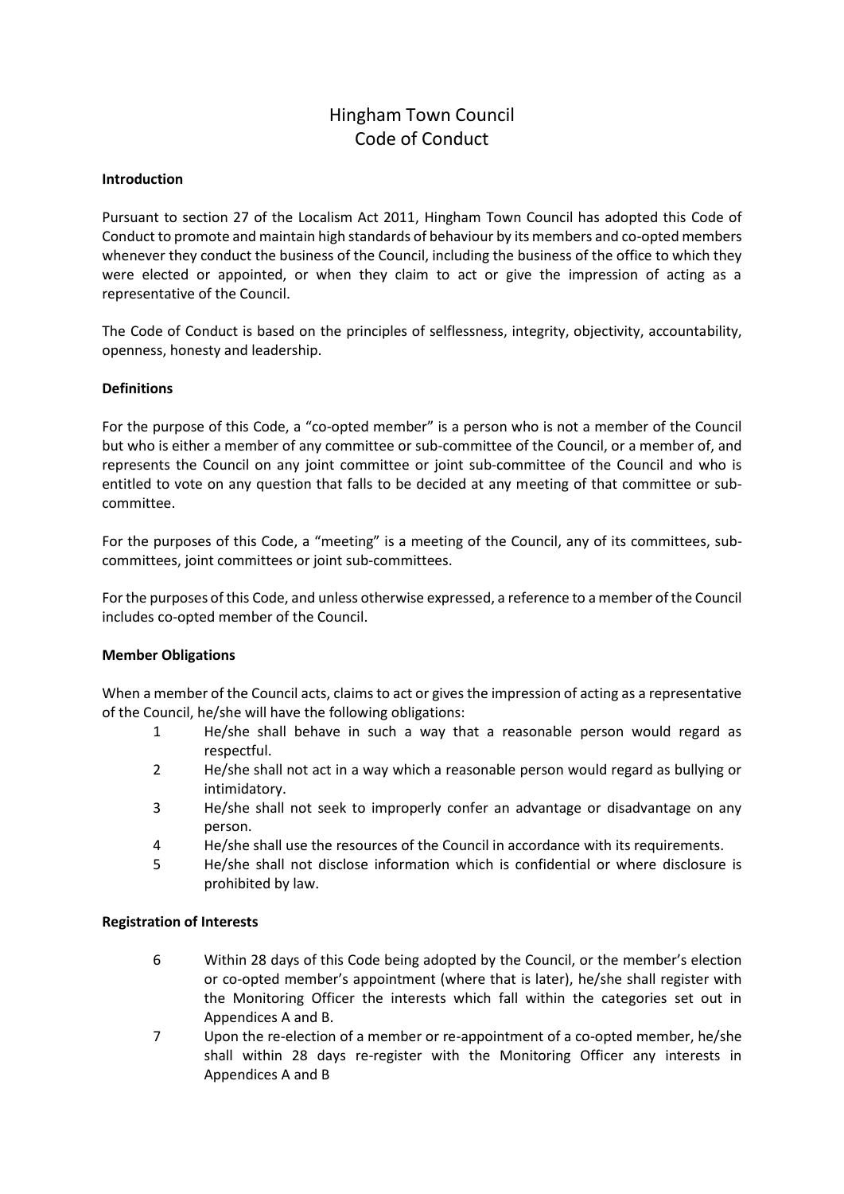# Hingham Town Council
# Code of Conduct

**Introduction**

Pursuant to section 27 of the Localism Act 2011, Hingham Town Council has adopted this Code of Conduct to promote and maintain high standards of behaviour by its members and co-opted members whenever they conduct the business of the Council, including the business of the office to which they were elected or appointed, or when they claim to act or give the impression of acting as a representative of the Council.

The Code of Conduct is based on the principles of selflessness, integrity, objectivity, accountability, openness, honesty and leadership.

**Definitions**

For the purpose of this Code, a "co-opted member" is a person who is not a member of the Council but who is either a member of any committee or sub-committee of the Council, or a member of, and represents the Council on any joint committee or joint sub-committee of the Council and who is entitled to vote on any question that falls to be decided at any meeting of that committee or sub-committee.

For the purposes of this Code, a "meeting" is a meeting of the Council, any of its committees, sub-committees, joint committees or joint sub-committees.

For the purposes of this Code, and unless otherwise expressed, a reference to a member of the Council includes co-opted member of the Council.

**Member Obligations**

When a member of the Council acts, claims to act or gives the impression of acting as a representative of the Council, he/she will have the following obligations:

1. He/she shall behave in such a way that a reasonable person would regard as respectful.
2. He/she shall not act in a way which a reasonable person would regard as bullying or intimidatory.
3. He/she shall not seek to improperly confer an advantage or disadvantage on any person.
4. He/she shall use the resources of the Council in accordance with its requirements.
5. He/she shall not disclose information which is confidential or where disclosure is prohibited by law.

**Registration of Interests**

6. Within 28 days of this Code being adopted by the Council, or the member's election or co-opted member's appointment (where that is later), he/she shall register with the Monitoring Officer the interests which fall within the categories set out in Appendices A and B.
7. Upon the re-election of a member or re-appointment of a co-opted member, he/she shall within 28 days re-register with the Monitoring Officer any interests in Appendices A and B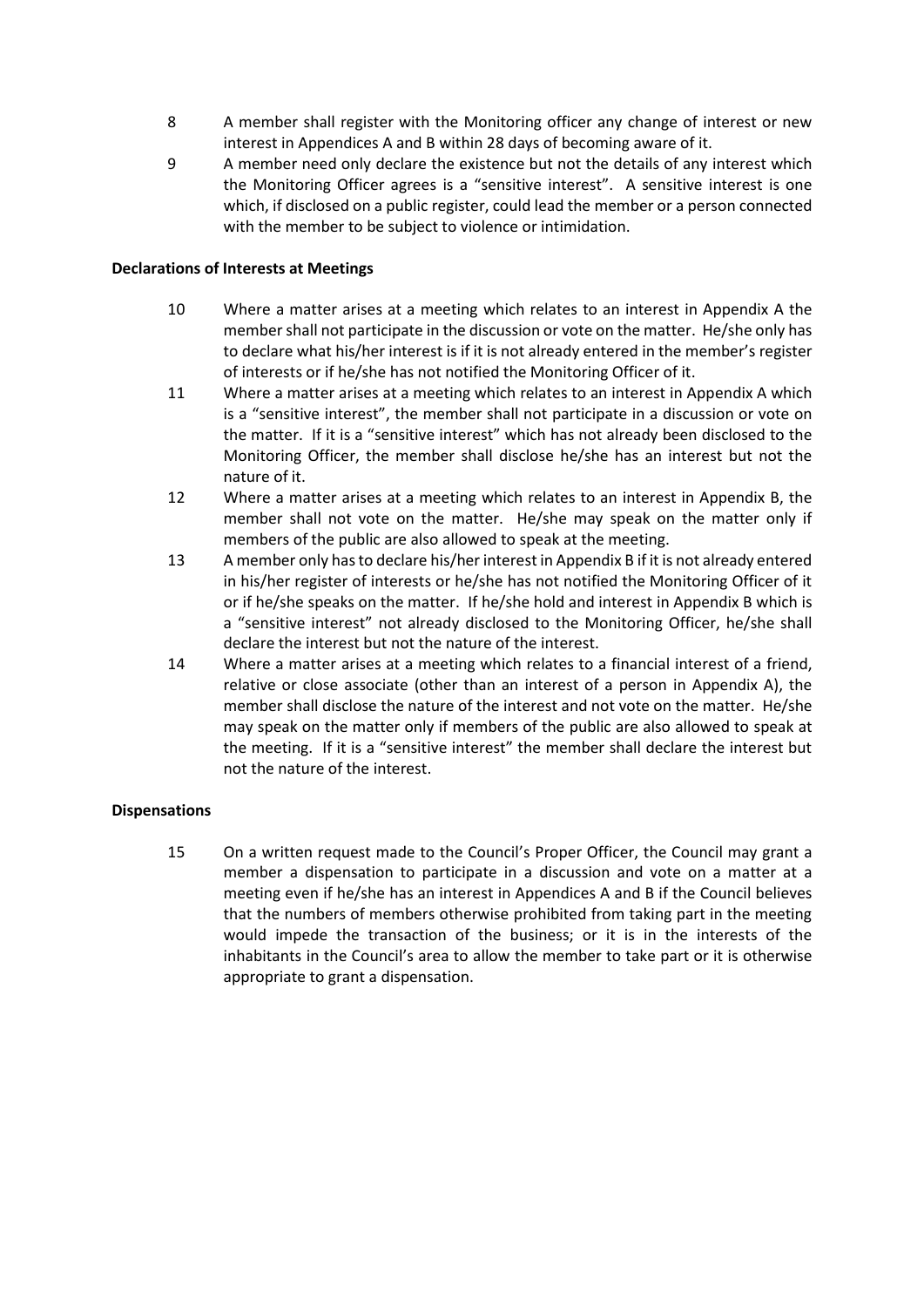8 A member shall register with the Monitoring officer any change of interest or new interest in Appendices A and B within 28 days of becoming aware of it.

9 A member need only declare the existence but not the details of any interest which the Monitoring Officer agrees is a "sensitive interest". A sensitive interest is one which, if disclosed on a public register, could lead the member or a person connected with the member to be subject to violence or intimidation.

**Declarations of Interests at Meetings**

10 Where a matter arises at a meeting which relates to an interest in Appendix A the member shall not participate in the discussion or vote on the matter. He/she only has to declare what his/her interest is if it is not already entered in the member's register of interests or if he/she has not notified the Monitoring Officer of it.

11 Where a matter arises at a meeting which relates to an interest in Appendix A which is a "sensitive interest", the member shall not participate in a discussion or vote on the matter. If it is a "sensitive interest" which has not already been disclosed to the Monitoring Officer, the member shall disclose he/she has an interest but not the nature of it.

12 Where a matter arises at a meeting which relates to an interest in Appendix B, the member shall not vote on the matter. He/she may speak on the matter only if members of the public are also allowed to speak at the meeting.

13 A member only has to declare his/her interest in Appendix B if it is not already entered in his/her register of interests or he/she has not notified the Monitoring Officer of it or if he/she speaks on the matter. If he/she hold and interest in Appendix B which is a "sensitive interest" not already disclosed to the Monitoring Officer, he/she shall declare the interest but not the nature of the interest.

14 Where a matter arises at a meeting which relates to a financial interest of a friend, relative or close associate (other than an interest of a person in Appendix A), the member shall disclose the nature of the interest and not vote on the matter. He/she may speak on the matter only if members of the public are also allowed to speak at the meeting. If it is a "sensitive interest" the member shall declare the interest but not the nature of the interest.

**Dispensations**

15 On a written request made to the Council's Proper Officer, the Council may grant a member a dispensation to participate in a discussion and vote on a matter at a meeting even if he/she has an interest in Appendices A and B if the Council believes that the numbers of members otherwise prohibited from taking part in the meeting would impede the transaction of the business; or it is in the interests of the inhabitants in the Council's area to allow the member to take part or it is otherwise appropriate to grant a dispensation.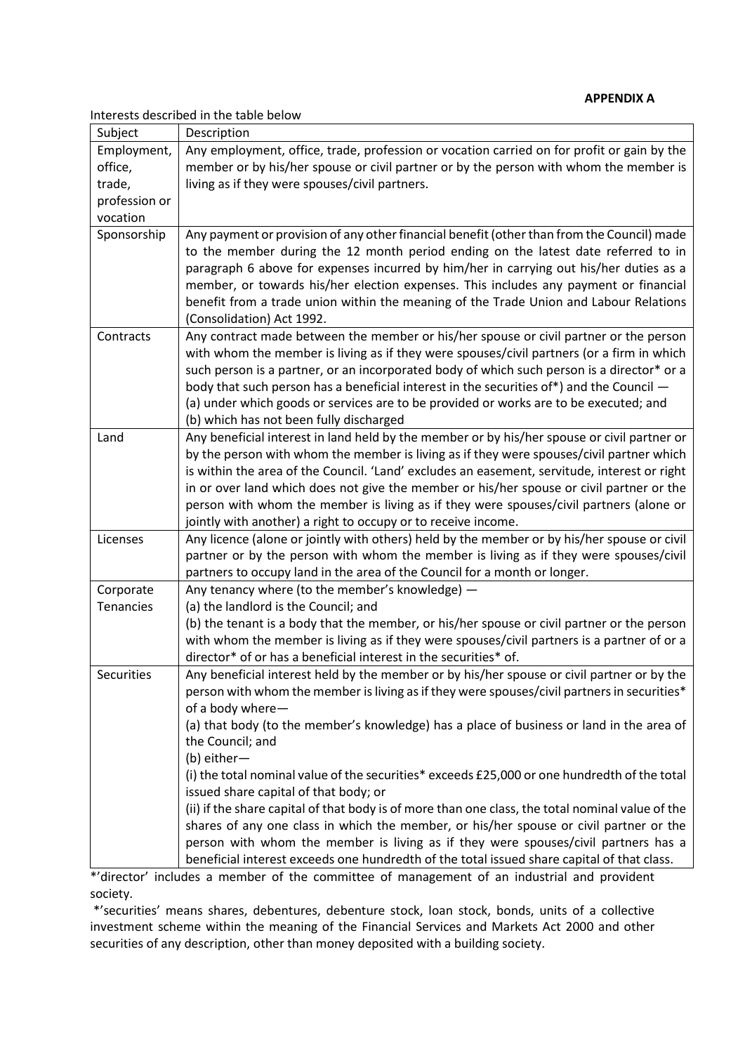**APPENDIX A**

Interests described in the table below

| Subject | Description |
|---|---|
| Employment, office, trade, profession or vocation | Any employment, office, trade, profession or vocation carried on for profit or gain by the member or by his/her spouse or civil partner or by the person with whom the member is living as if they were spouses/civil partners. |
| Sponsorship | Any payment or provision of any other financial benefit (other than from the Council) made to the member during the 12 month period ending on the latest date referred to in paragraph 6 above for expenses incurred by him/her in carrying out his/her duties as a member, or towards his/her election expenses. This includes any payment or financial benefit from a trade union within the meaning of the Trade Union and Labour Relations (Consolidation) Act 1992. |
| Contracts | Any contract made between the member or his/her spouse or civil partner or the person with whom the member is living as if they were spouses/civil partners (or a firm in which such person is a partner, or an incorporated body of which such person is a director* or a body that such person has a beneficial interest in the securities of*) and the Council —<br>(a) under which goods or services are to be provided or works are to be executed; and<br>(b) which has not been fully discharged |
| Land | Any beneficial interest in land held by the member or by his/her spouse or civil partner or by the person with whom the member is living as if they were spouses/civil partner which is within the area of the Council. 'Land' excludes an easement, servitude, interest or right in or over land which does not give the member or his/her spouse or civil partner or the person with whom the member is living as if they were spouses/civil partners (alone or jointly with another) a right to occupy or to receive income. |
| Licenses | Any licence (alone or jointly with others) held by the member or by his/her spouse or civil partner or by the person with whom the member is living as if they were spouses/civil partners to occupy land in the area of the Council for a month or longer. |
| Corporate Tenancies | Any tenancy where (to the member's knowledge) —<br>(a) the landlord is the Council; and<br>(b) the tenant is a body that the member, or his/her spouse or civil partner or the person with whom the member is living as if they were spouses/civil partners is a partner of or a director* of or has a beneficial interest in the securities* of. |
| Securities | Any beneficial interest held by the member or by his/her spouse or civil partner or by the person with whom the member is living as if they were spouses/civil partners in securities* of a body where—<br>(a) that body (to the member's knowledge) has a place of business or land in the area of the Council; and<br>(b) either—<br>(i) the total nominal value of the securities* exceeds £25,000 or one hundredth of the total issued share capital of that body; or<br>(ii) if the share capital of that body is of more than one class, the total nominal value of the shares of any one class in which the member, or his/her spouse or civil partner or the person with whom the member is living as if they were spouses/civil partners has a beneficial interest exceeds one hundredth of the total issued share capital of that class. |

*'director' includes a member of the committee of management of an industrial and provident society.

*'securities' means shares, debentures, debenture stock, loan stock, bonds, units of a collective investment scheme within the meaning of the Financial Services and Markets Act 2000 and other securities of any description, other than money deposited with a building society.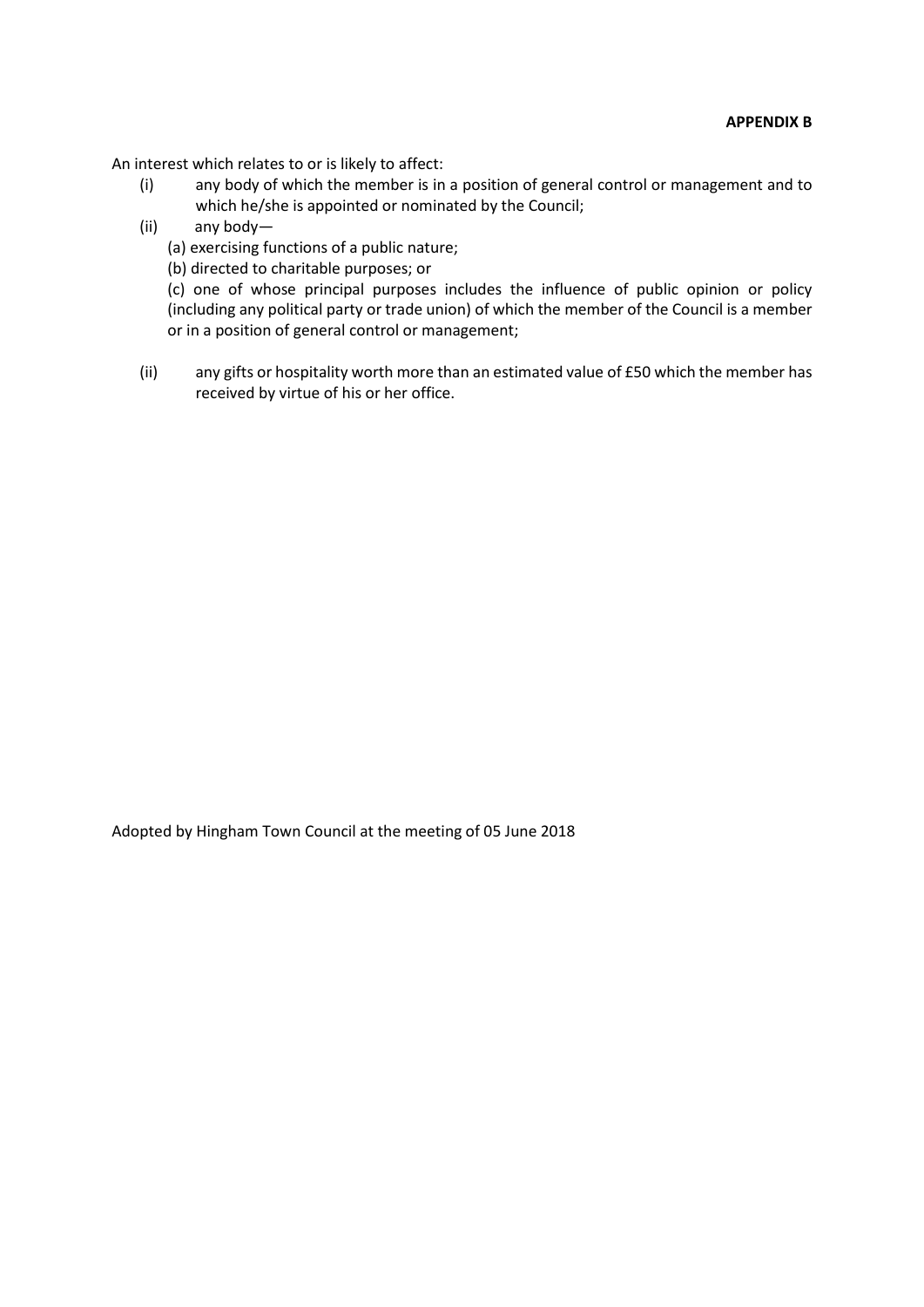**APPENDIX B**

An interest which relates to or is likely to affect:

(i) any body of which the member is in a position of general control or management and to which he/she is appointed or nominated by the Council;

(ii) any body—

(a) exercising functions of a public nature;

(b) directed to charitable purposes; or

(c) one of whose principal purposes includes the influence of public opinion or policy (including any political party or trade union) of which the member of the Council is a member or in a position of general control or management;

(ii) any gifts or hospitality worth more than an estimated value of £50 which the member has received by virtue of his or her office.

Adopted by Hingham Town Council at the meeting of 05 June 2018